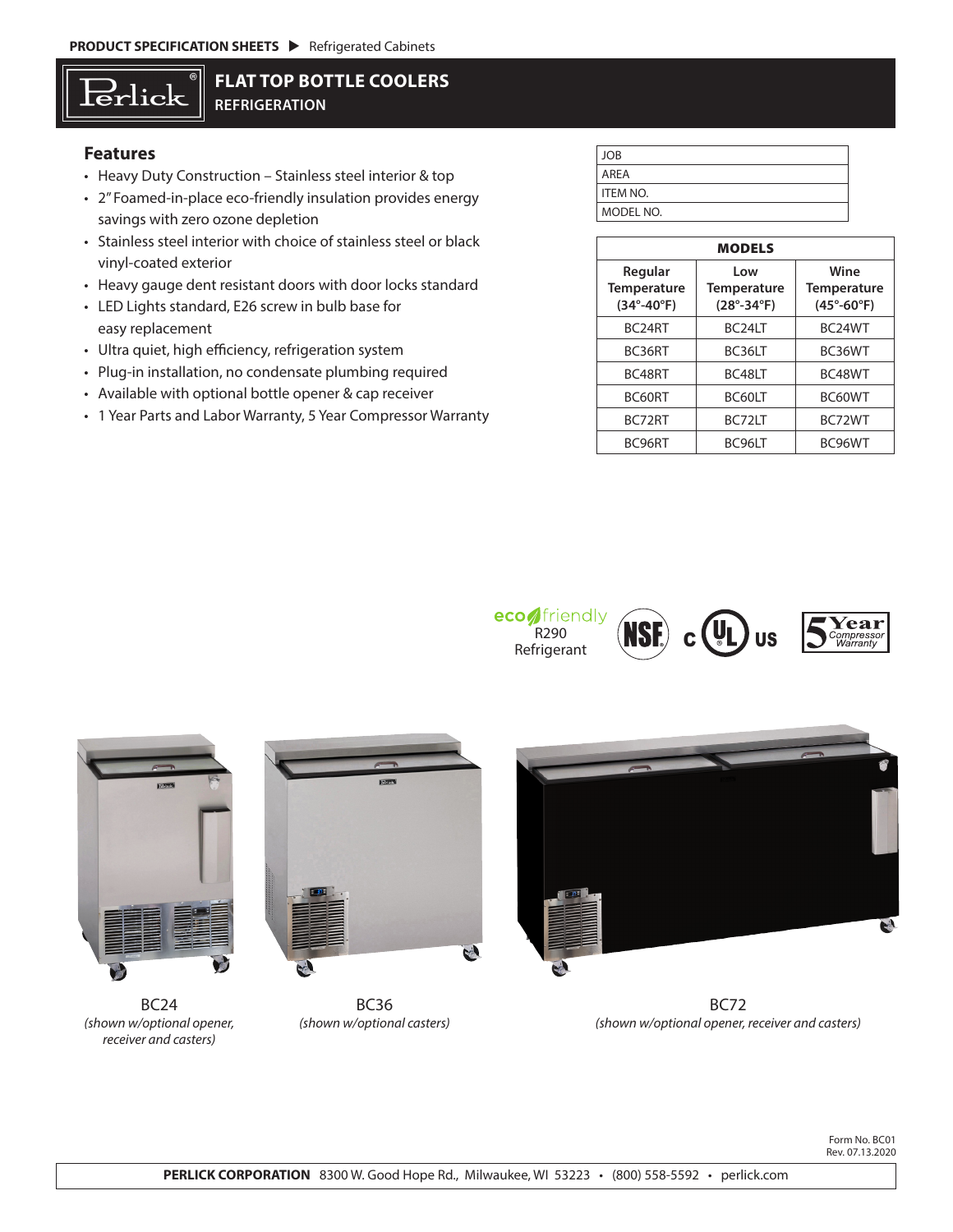PRODUCT SPECIFICATION SHEETS ▶ Refrigerated Cabinets

# FLAT TOP BOTTLE COOLERS

## REFRIGERATION

### Features

- Heavy Duty Construction – Stainless steel interior & top
- 2" Foamed-in-place eco-friendly insulation provides energy savings with zero ozone depletion
- Stainless steel interior with choice of stainless steel or black vinyl-coated exterior
- Heavy gauge dent resistant doors with door locks standard
- LED Lights standard, E26 screw in bulb base for easy replacement
- Ultra quiet, high efficiency, refrigeration system
- Plug-in installation, no condensate plumbing required
- Available with optional bottle opener & cap receiver
- 1 Year Parts and Labor Warranty, 5 Year Compressor Warranty

| JOB |
|---|
| AREA |
| ITEM NO. |
| MODEL NO. |

| MODELS | | |
|---|---|---|
| **Regular Temperature (34°-40°F)** | **Low Temperature (28°-34°F)** | **Wine Temperature (45°-60°F)** |
| BC24RT | BC24LT | BC24WT |
| BC36RT | BC36LT | BC36WT |
| BC48RT | BC48LT | BC48WT |
| BC60RT | BC60LT | BC60WT |
| BC72RT | BC72LT | BC72WT |
| BC96RT | BC96LT | BC96WT |

eco friendly R290 Refrigerant

BC24 *(shown w/optional opener, receiver and casters)*

BC36 *(shown w/optional casters)*

BC72 *(shown w/optional opener, receiver and casters)*

Form No. BC01
Rev. 07.13.2020

**PERLICK CORPORATION** 8300 W. Good Hope Rd., Milwaukee, WI 53223 • (800) 558-5592 • perlick.com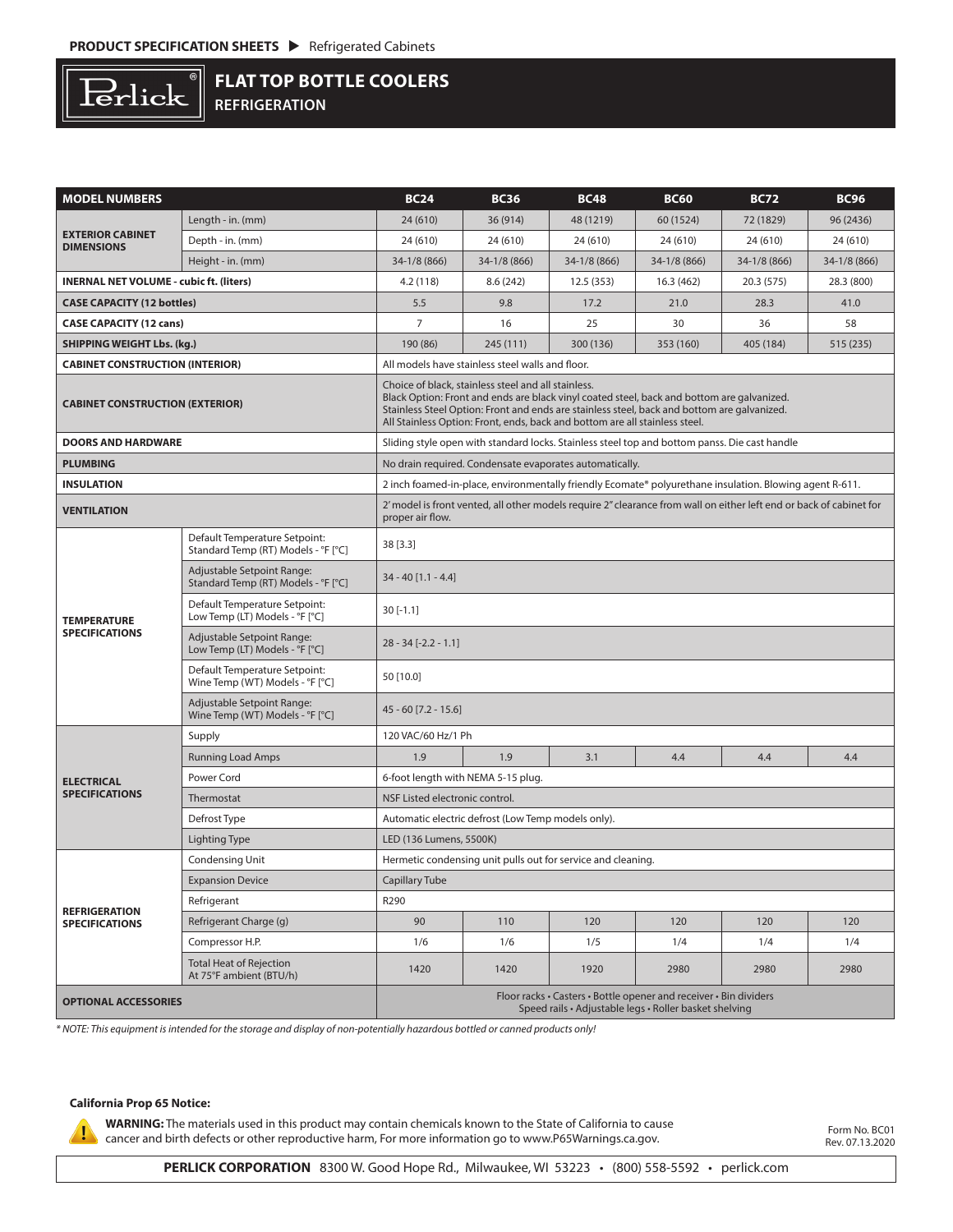# FLAT TOP BOTTLE COOLERS
## REFRIGERATION

| MODEL NUMBERS | | BC24 | BC36 | BC48 | BC60 | BC72 | BC96 |
|---|---|---|---|---|---|---|---|
| EXTERIOR CABINET DIMENSIONS | Length - in. (mm) | 24 (610) | 36 (914) | 48 (1219) | 60 (1524) | 72 (1829) | 96 (2436) |
| | Depth - in. (mm) | 24 (610) | 24 (610) | 24 (610) | 24 (610) | 24 (610) | 24 (610) |
| | Height - in. (mm) | 34-1/8 (866) | 34-1/8 (866) | 34-1/8 (866) | 34-1/8 (866) | 34-1/8 (866) | 34-1/8 (866) |
| INERNAL NET VOLUME - cubic ft. (liters) | | 4.2 (118) | 8.6 (242) | 12.5 (353) | 16.3 (462) | 20.3 (575) | 28.3 (800) |
| CASE CAPACITY (12 bottles) | | 5.5 | 9.8 | 17.2 | 21.0 | 28.3 | 41.0 |
| CASE CAPACITY (12 cans) | | 7 | 16 | 25 | 30 | 36 | 58 |
| SHIPPING WEIGHT Lbs. (kg.) | | 190 (86) | 245 (111) | 300 (136) | 353 (160) | 405 (184) | 515 (235) |
| CABINET CONSTRUCTION (INTERIOR) | | All models have stainless steel walls and floor. | | | | | |
| CABINET CONSTRUCTION (EXTERIOR) | | Choice of black, stainless steel and all stainless. Black Option: Front and ends are black vinyl coated steel, back and bottom are galvanized. Stainless Steel Option: Front and ends are stainless steel, back and bottom are galvanized. All Stainless Option: Front, ends, back and bottom are all stainless steel. | | | | | |
| DOORS AND HARDWARE | | Sliding style open with standard locks. Stainless steel top and bottom panss. Die cast handle | | | | | |
| PLUMBING | | No drain required. Condensate evaporates automatically. | | | | | |
| INSULATION | | 2 inch foamed-in-place, environmentally friendly Ecomate® polyurethane insulation. Blowing agent R-611. | | | | | |
| VENTILATION | | 2' model is front vented, all other models require 2" clearance from wall on either left end or back of cabinet for proper air flow. | | | | | |
| TEMPERATURE SPECIFICATIONS | Default Temperature Setpoint: Standard Temp (RT) Models - °F [°C] | 38 [3.3] | | | | | |
| | Adjustable Setpoint Range: Standard Temp (RT) Models - °F [°C] | 34 - 40 [1.1 - 4.4] | | | | | |
| | Default Temperature Setpoint: Low Temp (LT) Models - °F [°C] | 30 [-1.1] | | | | | |
| | Adjustable Setpoint Range: Low Temp (LT) Models - °F [°C] | 28 - 34 [-2.2 - 1.1] | | | | | |
| | Default Temperature Setpoint: Wine Temp (WT) Models - °F [°C] | 50 [10.0] | | | | | |
| | Adjustable Setpoint Range: Wine Temp (WT) Models - °F [°C] | 45 - 60 [7.2 - 15.6] | | | | | |
| ELECTRICAL SPECIFICATIONS | Supply | 120 VAC/60 Hz/1 Ph | | | | | |
| | Running Load Amps | 1.9 | 1.9 | 3.1 | 4.4 | 4.4 | 4.4 |
| | Power Cord | 6-foot length with NEMA 5-15 plug. | | | | | |
| | Thermostat | NSF Listed electronic control. | | | | | |
| | Defrost Type | Automatic electric defrost (Low Temp models only). | | | | | |
| | Lighting Type | LED (136 Lumens, 5500K) | | | | | |
| REFRIGERATION SPECIFICATIONS | Condensing Unit | Hermetic condensing unit pulls out for service and cleaning. | | | | | |
| | Expansion Device | Capillary Tube | | | | | |
| | Refrigerant | R290 | | | | | |
| | Refrigerant Charge (g) | 90 | 110 | 120 | 120 | 120 | 120 |
| | Compressor H.P. | 1/6 | 1/6 | 1/5 | 1/4 | 1/4 | 1/4 |
| | Total Heat of Rejection At 75°F ambient (BTU/h) | 1420 | 1420 | 1920 | 2980 | 2980 | 2980 |
| OPTIONAL ACCESSORIES | | Floor racks • Casters • Bottle opener and receiver • Bin dividers Speed rails • Adjustable legs • Roller basket shelving | | | | | |

*\* NOTE: This equipment is intended for the storage and display of non-potentially hazardous bottled or canned products only!*

**California Prop 65 Notice:**

**WARNING:** The materials used in this product may contain chemicals known to the State of California to cause cancer and birth defects or other reproductive harm, For more information go to www.P65Warnings.ca.gov.

Form No. BC01
Rev. 07.13.2020

**PERLICK CORPORATION** 8300 W. Good Hope Rd., Milwaukee, WI 53223 • (800) 558-5592 • perlick.com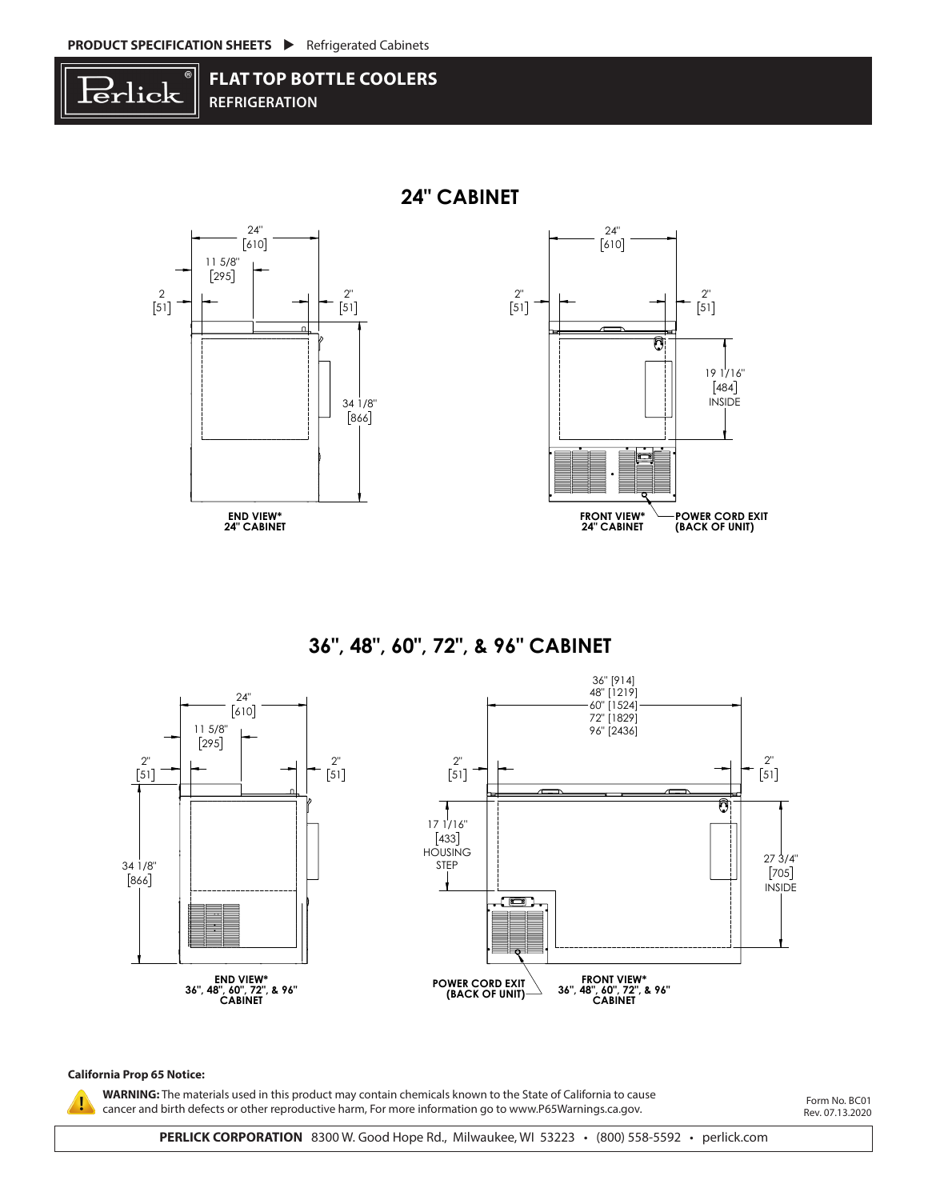# FLAT TOP BOTTLE COOLERS

## REFRIGERATION

## 24" CABINET

24" [610]
11 5/8" [295]
2 [51]
2" [51]
34 1/8" [866]
END VIEW* 24" CABINET

24" [610]
2" [51]
2" [51]
19 1/16" [484] INSIDE
FRONT VIEW* 24" CABINET
POWER CORD EXIT (BACK OF UNIT)

## 36", 48", 60", 72", & 96" CABINET

24" [610]
11 5/8" [295]
2" [51]
2" [51]
34 1/8" [866]
END VIEW* 36", 48", 60", 72", & 96" CABINET

36" [914]
48" [1219]
60" [1524]
72" [1829]
96" [2436]
2" [51]
2" [51]
17 1/16" [433] HOUSING STEP
27 3/4" [705] INSIDE
POWER CORD EXIT (BACK OF UNIT)
FRONT VIEW* 36", 48", 60", 72", & 96" CABINET

**California Prop 65 Notice:**

**WARNING:** The materials used in this product may contain chemicals known to the State of California to cause cancer and birth defects or other reproductive harm, For more information go to www.P65Warnings.ca.gov.

Form No. BC01
Rev. 07.13.2020

**PERLICK CORPORATION** 8300 W. Good Hope Rd., Milwaukee, WI 53223 • (800) 558-5592 • perlick.com